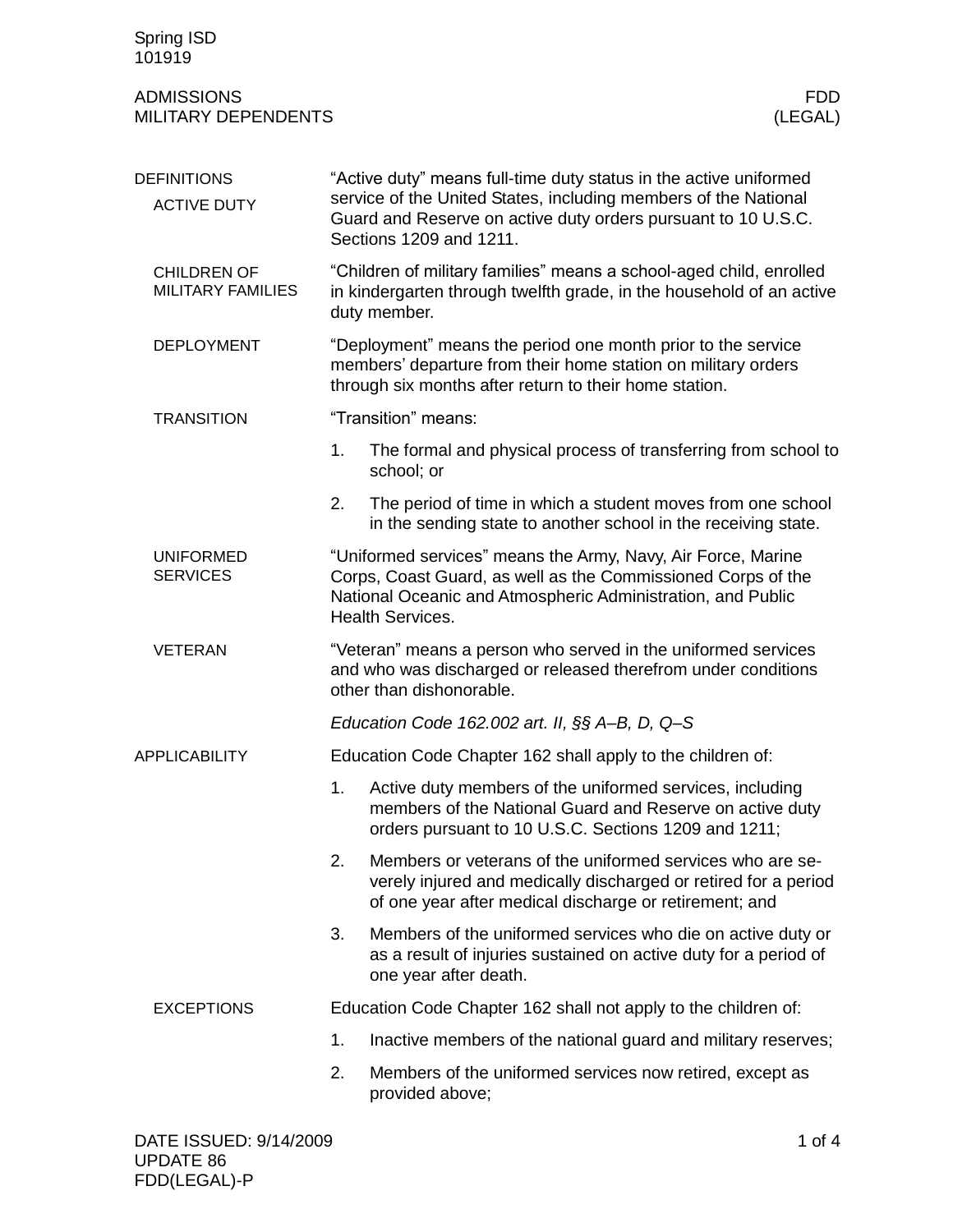Spring ISD
101919

# ADMISSIONS
# MILITARY DEPENDENTS

FDD
(LEGAL)

## DEFINITIONS

### ACTIVE DUTY

"Active duty" means full-time duty status in the active uniformed service of the United States, including members of the National Guard and Reserve on active duty orders pursuant to 10 U.S.C. Sections 1209 and 1211.

### CHILDREN OF MILITARY FAMILIES

"Children of military families" means a school-aged child, enrolled in kindergarten through twelfth grade, in the household of an active duty member.

### DEPLOYMENT

"Deployment" means the period one month prior to the service members' departure from their home station on military orders through six months after return to their home station.

### TRANSITION

"Transition" means:

1. The formal and physical process of transferring from school to school; or
2. The period of time in which a student moves from one school in the sending state to another school in the receiving state.

### UNIFORMED SERVICES

"Uniformed services" means the Army, Navy, Air Force, Marine Corps, Coast Guard, as well as the Commissioned Corps of the National Oceanic and Atmospheric Administration, and Public Health Services.

### VETERAN

"Veteran" means a person who served in the uniformed services and who was discharged or released therefrom under conditions other than dishonorable.

*Education Code 162.002 art. II, §§ A–B, D, Q–S*

## APPLICABILITY

Education Code Chapter 162 shall apply to the children of:

1. Active duty members of the uniformed services, including members of the National Guard and Reserve on active duty orders pursuant to 10 U.S.C. Sections 1209 and 1211;
2. Members or veterans of the uniformed services who are severely injured and medically discharged or retired for a period of one year after medical discharge or retirement; and
3. Members of the uniformed services who die on active duty or as a result of injuries sustained on active duty for a period of one year after death.

### EXCEPTIONS

Education Code Chapter 162 shall not apply to the children of:

1. Inactive members of the national guard and military reserves;
2. Members of the uniformed services now retired, except as provided above;

DATE ISSUED: 9/14/2009
UPDATE 86
FDD(LEGAL)-P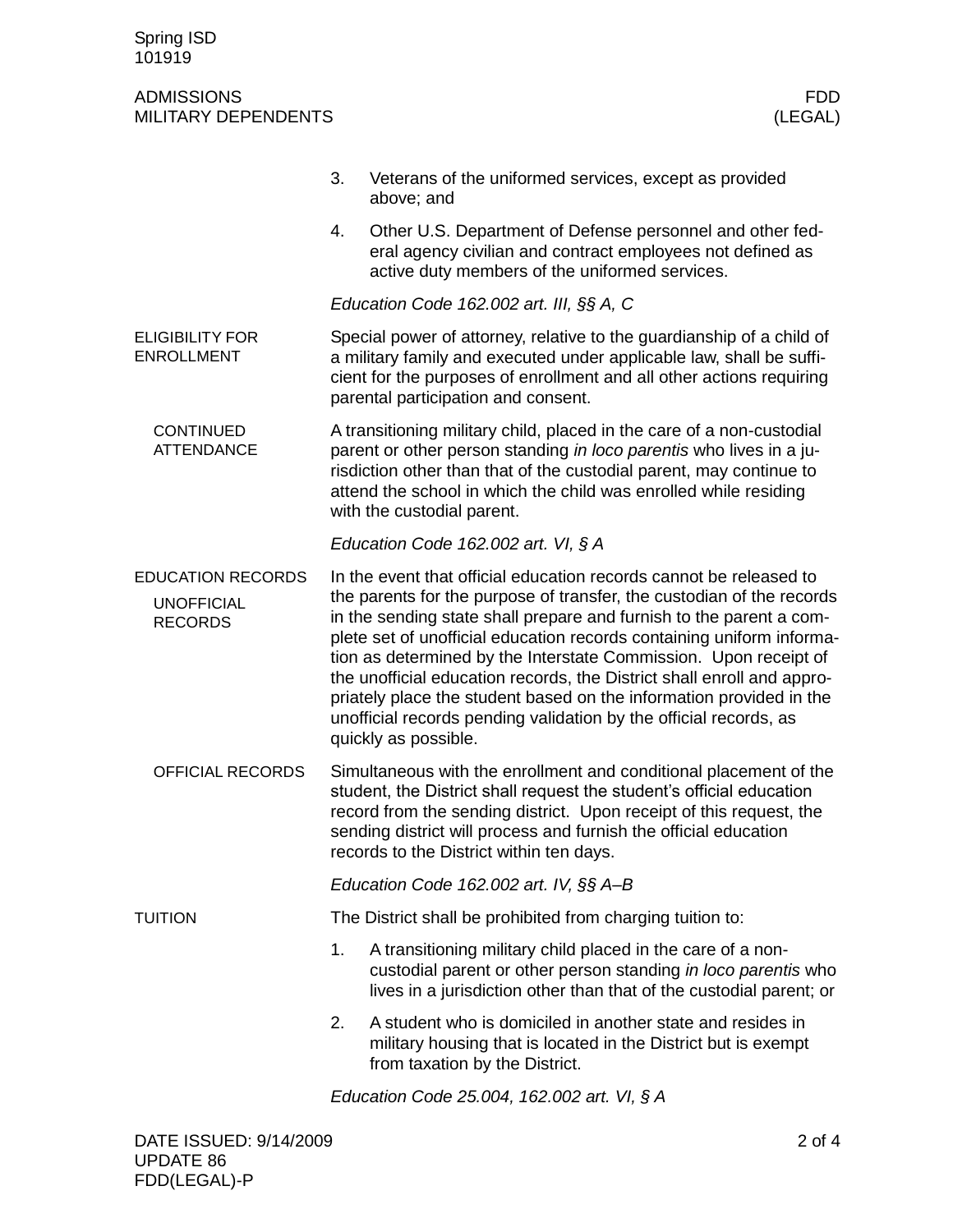3. Veterans of the uniformed services, except as provided above; and
4. Other U.S. Department of Defense personnel and other federal agency civilian and contract employees not defined as active duty members of the uniformed services.

*Education Code 162.002 art. III, §§ A, C*

## ELIGIBILITY FOR ENROLLMENT

Special power of attorney, relative to the guardianship of a child of a military family and executed under applicable law, shall be sufficient for the purposes of enrollment and all other actions requiring parental participation and consent.

### CONTINUED ATTENDANCE

A transitioning military child, placed in the care of a non-custodial parent or other person standing *in loco parentis* who lives in a jurisdiction other than that of the custodial parent, may continue to attend the school in which the child was enrolled while residing with the custodial parent.

*Education Code 162.002 art. VI, § A*

## EDUCATION RECORDS

### UNOFFICIAL RECORDS

In the event that official education records cannot be released to the parents for the purpose of transfer, the custodian of the records in the sending state shall prepare and furnish to the parent a complete set of unofficial education records containing uniform information as determined by the Interstate Commission. Upon receipt of the unofficial education records, the District shall enroll and appropriately place the student based on the information provided in the unofficial records pending validation by the official records, as quickly as possible.

### OFFICIAL RECORDS

Simultaneous with the enrollment and conditional placement of the student, the District shall request the student's official education record from the sending district. Upon receipt of this request, the sending district will process and furnish the official education records to the District within ten days.

*Education Code 162.002 art. IV, §§ A–B*

## TUITION

The District shall be prohibited from charging tuition to:

1. A transitioning military child placed in the care of a non-custodial parent or other person standing *in loco parentis* who lives in a jurisdiction other than that of the custodial parent; or
2. A student who is domiciled in another state and resides in military housing that is located in the District but is exempt from taxation by the District.

*Education Code 25.004, 162.002 art. VI, § A*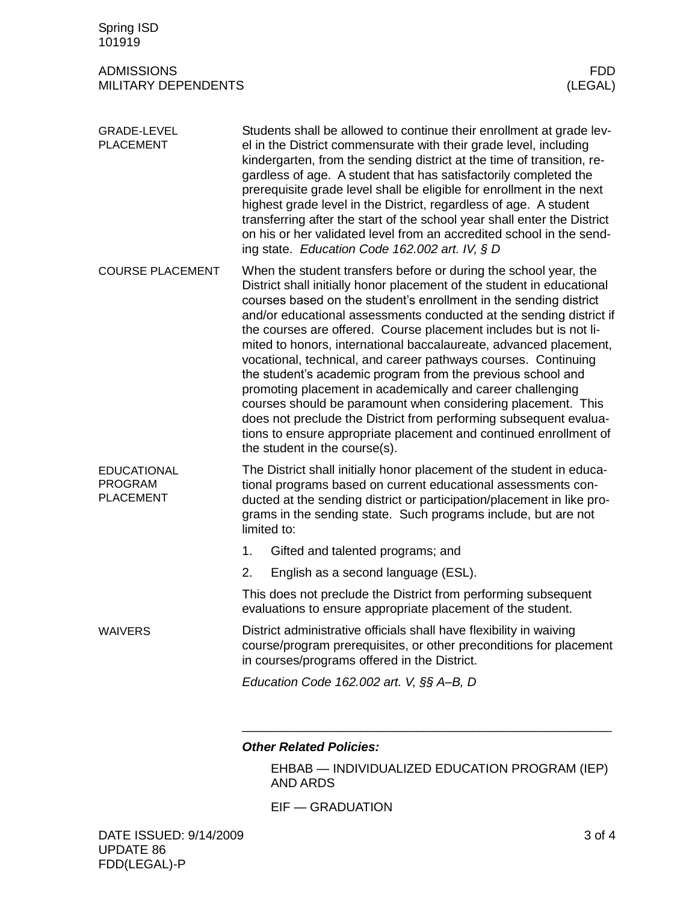## GRADE-LEVEL PLACEMENT

Students shall be allowed to continue their enrollment at grade level in the District commensurate with their grade level, including kindergarten, from the sending district at the time of transition, regardless of age. A student that has satisfactorily completed the prerequisite grade level shall be eligible for enrollment in the next highest grade level in the District, regardless of age. A student transferring after the start of the school year shall enter the District on his or her validated level from an accredited school in the sending state. *Education Code 162.002 art. IV, § D*

## COURSE PLACEMENT

When the student transfers before or during the school year, the District shall initially honor placement of the student in educational courses based on the student's enrollment in the sending district and/or educational assessments conducted at the sending district if the courses are offered. Course placement includes but is not limited to honors, international baccalaureate, advanced placement, vocational, technical, and career pathways courses. Continuing the student's academic program from the previous school and promoting placement in academically and career challenging courses should be paramount when considering placement. This does not preclude the District from performing subsequent evaluations to ensure appropriate placement and continued enrollment of the student in the course(s).

## EDUCATIONAL PROGRAM PLACEMENT

The District shall initially honor placement of the student in educational programs based on current educational assessments conducted at the sending district or participation/placement in like programs in the sending state. Such programs include, but are not limited to:

1. Gifted and talented programs; and
2. English as a second language (ESL).

This does not preclude the District from performing subsequent evaluations to ensure appropriate placement of the student.

## WAIVERS

District administrative officials shall have flexibility in waiving course/program prerequisites, or other preconditions for placement in courses/programs offered in the District.

*Education Code 162.002 art. V, §§ A–B, D*

---

***Other Related Policies:***

EHBAB — INDIVIDUALIZED EDUCATION PROGRAM (IEP) AND ARDS

EIF — GRADUATION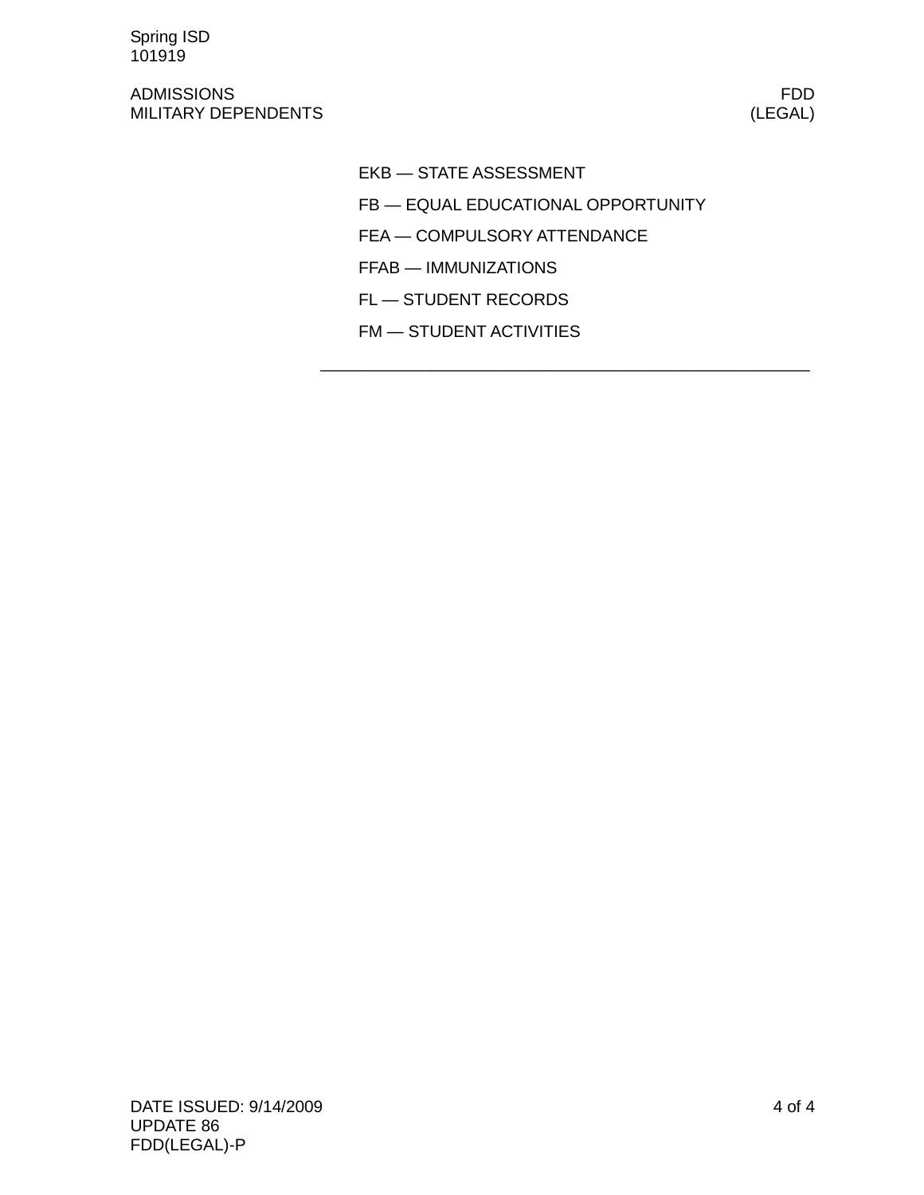EKB — STATE ASSESSMENT

FB — EQUAL EDUCATIONAL OPPORTUNITY

FEA — COMPULSORY ATTENDANCE

FFAB — IMMUNIZATIONS

FL — STUDENT RECORDS

FM — STUDENT ACTIVITIES